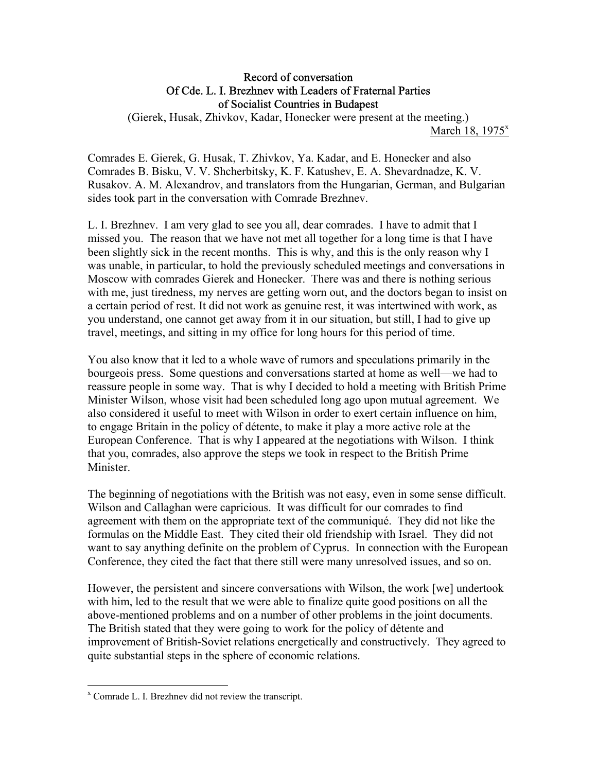**Record of conversation**
**Of Cde. L. I. Brezhnev with Leaders of Fraternal Parties**
**of Socialist Countries in Budapest**
(Gierek, Husak, Zhivkov, Kadar, Honecker were present at the meeting.)

March 18, 1975[x]

Comrades E. Gierek, G. Husak, T. Zhivkov, Ya. Kadar, and E. Honecker and also Comrades B. Bisku, V. V. Shcherbitsky, K. F. Katushev, E. A. Shevardnadze, K. V. Rusakov. A. M. Alexandrov, and translators from the Hungarian, German, and Bulgarian sides took part in the conversation with Comrade Brezhnev.

L. I. Brezhnev. I am very glad to see you all, dear comrades. I have to admit that I missed you. The reason that we have not met all together for a long time is that I have been slightly sick in the recent months. This is why, and this is the only reason why I was unable, in particular, to hold the previously scheduled meetings and conversations in Moscow with comrades Gierek and Honecker. There was and there is nothing serious with me, just tiredness, my nerves are getting worn out, and the doctors began to insist on a certain period of rest. It did not work as genuine rest, it was intertwined with work, as you understand, one cannot get away from it in our situation, but still, I had to give up travel, meetings, and sitting in my office for long hours for this period of time.

You also know that it led to a whole wave of rumors and speculations primarily in the bourgeois press. Some questions and conversations started at home as well—we had to reassure people in some way. That is why I decided to hold a meeting with British Prime Minister Wilson, whose visit had been scheduled long ago upon mutual agreement. We also considered it useful to meet with Wilson in order to exert certain influence on him, to engage Britain in the policy of détente, to make it play a more active role at the European Conference. That is why I appeared at the negotiations with Wilson. I think that you, comrades, also approve the steps we took in respect to the British Prime Minister.

The beginning of negotiations with the British was not easy, even in some sense difficult. Wilson and Callaghan were capricious. It was difficult for our comrades to find agreement with them on the appropriate text of the communiqué. They did not like the formulas on the Middle East. They cited their old friendship with Israel. They did not want to say anything definite on the problem of Cyprus. In connection with the European Conference, they cited the fact that there still were many unresolved issues, and so on.

However, the persistent and sincere conversations with Wilson, the work [we] undertook with him, led to the result that we were able to finalize quite good positions on all the above-mentioned problems and on a number of other problems in the joint documents. The British stated that they were going to work for the policy of détente and improvement of British-Soviet relations energetically and constructively. They agreed to quite substantial steps in the sphere of economic relations.

---

[x] Comrade L. I. Brezhnev did not review the transcript.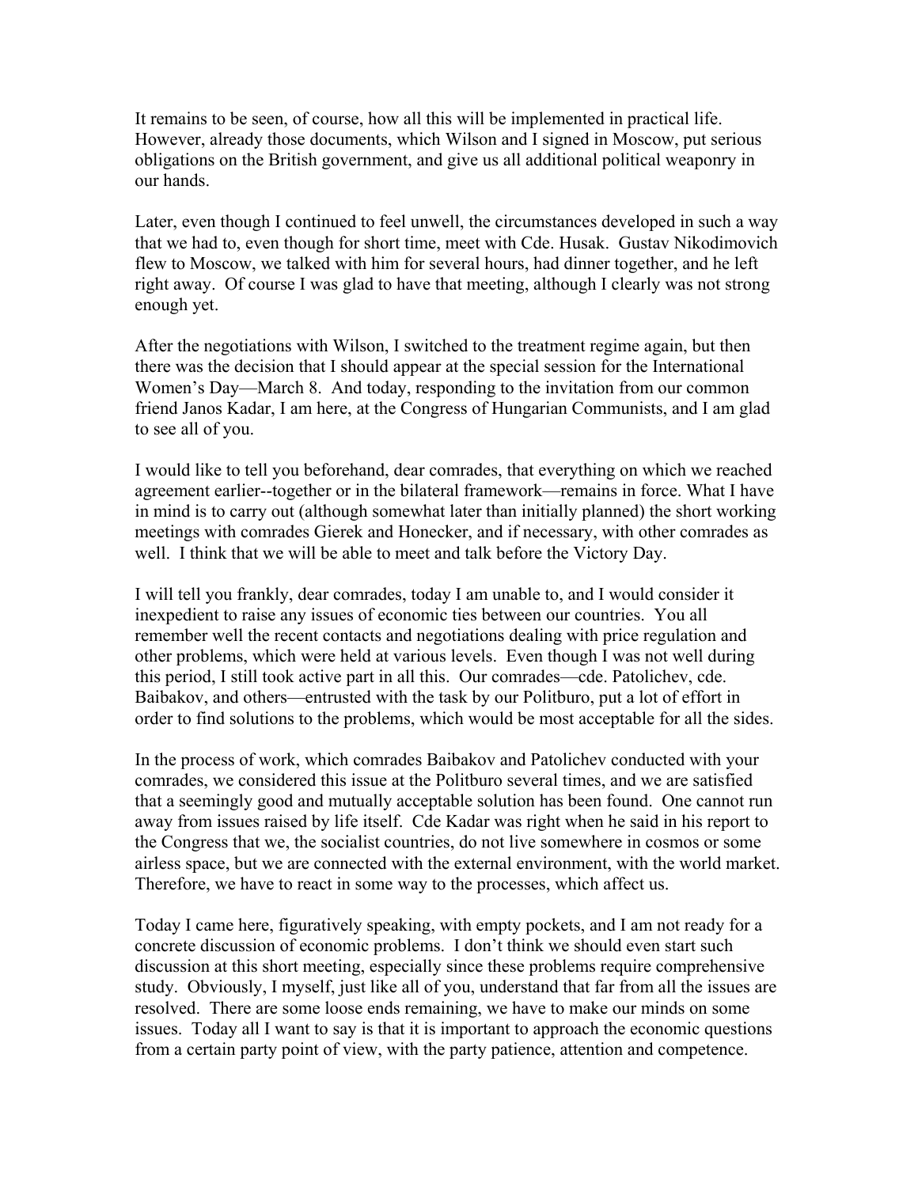It remains to be seen, of course, how all this will be implemented in practical life. However, already those documents, which Wilson and I signed in Moscow, put serious obligations on the British government, and give us all additional political weaponry in our hands.

Later, even though I continued to feel unwell, the circumstances developed in such a way that we had to, even though for short time, meet with Cde. Husak. Gustav Nikodimovich flew to Moscow, we talked with him for several hours, had dinner together, and he left right away. Of course I was glad to have that meeting, although I clearly was not strong enough yet.

After the negotiations with Wilson, I switched to the treatment regime again, but then there was the decision that I should appear at the special session for the International Women's Day—March 8. And today, responding to the invitation from our common friend Janos Kadar, I am here, at the Congress of Hungarian Communists, and I am glad to see all of you.

I would like to tell you beforehand, dear comrades, that everything on which we reached agreement earlier--together or in the bilateral framework—remains in force. What I have in mind is to carry out (although somewhat later than initially planned) the short working meetings with comrades Gierek and Honecker, and if necessary, with other comrades as well. I think that we will be able to meet and talk before the Victory Day.

I will tell you frankly, dear comrades, today I am unable to, and I would consider it inexpedient to raise any issues of economic ties between our countries. You all remember well the recent contacts and negotiations dealing with price regulation and other problems, which were held at various levels. Even though I was not well during this period, I still took active part in all this. Our comrades—cde. Patolichev, cde. Baibakov, and others—entrusted with the task by our Politburo, put a lot of effort in order to find solutions to the problems, which would be most acceptable for all the sides.

In the process of work, which comrades Baibakov and Patolichev conducted with your comrades, we considered this issue at the Politburo several times, and we are satisfied that a seemingly good and mutually acceptable solution has been found. One cannot run away from issues raised by life itself. Cde Kadar was right when he said in his report to the Congress that we, the socialist countries, do not live somewhere in cosmos or some airless space, but we are connected with the external environment, with the world market. Therefore, we have to react in some way to the processes, which affect us.

Today I came here, figuratively speaking, with empty pockets, and I am not ready for a concrete discussion of economic problems. I don't think we should even start such discussion at this short meeting, especially since these problems require comprehensive study. Obviously, I myself, just like all of you, understand that far from all the issues are resolved. There are some loose ends remaining, we have to make our minds on some issues. Today all I want to say is that it is important to approach the economic questions from a certain party point of view, with the party patience, attention and competence.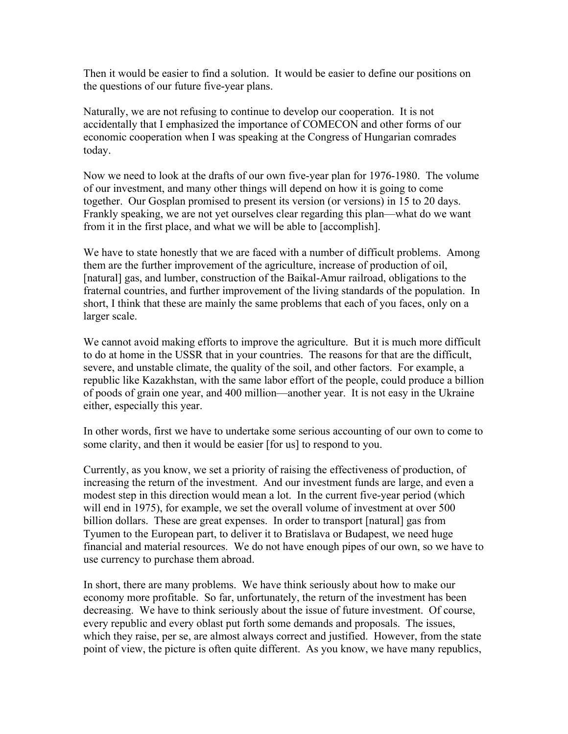Then it would be easier to find a solution. It would be easier to define our positions on the questions of our future five-year plans.

Naturally, we are not refusing to continue to develop our cooperation. It is not accidentally that I emphasized the importance of COMECON and other forms of our economic cooperation when I was speaking at the Congress of Hungarian comrades today.

Now we need to look at the drafts of our own five-year plan for 1976-1980. The volume of our investment, and many other things will depend on how it is going to come together. Our Gosplan promised to present its version (or versions) in 15 to 20 days. Frankly speaking, we are not yet ourselves clear regarding this plan—what do we want from it in the first place, and what we will be able to [accomplish].

We have to state honestly that we are faced with a number of difficult problems. Among them are the further improvement of the agriculture, increase of production of oil, [natural] gas, and lumber, construction of the Baikal-Amur railroad, obligations to the fraternal countries, and further improvement of the living standards of the population. In short, I think that these are mainly the same problems that each of you faces, only on a larger scale.

We cannot avoid making efforts to improve the agriculture. But it is much more difficult to do at home in the USSR that in your countries. The reasons for that are the difficult, severe, and unstable climate, the quality of the soil, and other factors. For example, a republic like Kazakhstan, with the same labor effort of the people, could produce a billion of poods of grain one year, and 400 million—another year. It is not easy in the Ukraine either, especially this year.

In other words, first we have to undertake some serious accounting of our own to come to some clarity, and then it would be easier [for us] to respond to you.

Currently, as you know, we set a priority of raising the effectiveness of production, of increasing the return of the investment. And our investment funds are large, and even a modest step in this direction would mean a lot. In the current five-year period (which will end in 1975), for example, we set the overall volume of investment at over 500 billion dollars. These are great expenses. In order to transport [natural] gas from Tyumen to the European part, to deliver it to Bratislava or Budapest, we need huge financial and material resources. We do not have enough pipes of our own, so we have to use currency to purchase them abroad.

In short, there are many problems. We have think seriously about how to make our economy more profitable. So far, unfortunately, the return of the investment has been decreasing. We have to think seriously about the issue of future investment. Of course, every republic and every oblast put forth some demands and proposals. The issues, which they raise, per se, are almost always correct and justified. However, from the state point of view, the picture is often quite different. As you know, we have many republics,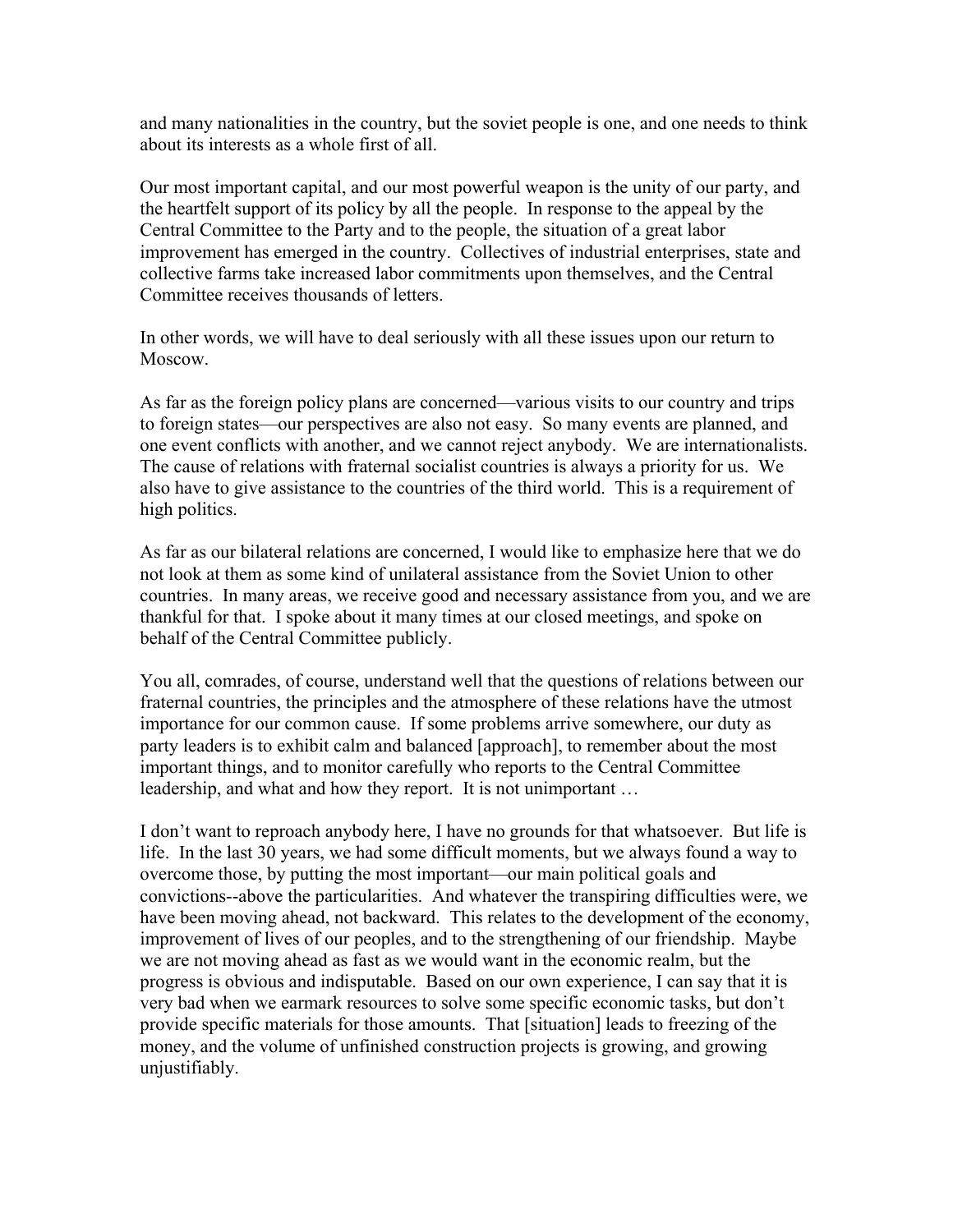and many nationalities in the country, but the soviet people is one, and one needs to think about its interests as a whole first of all.

Our most important capital, and our most powerful weapon is the unity of our party, and the heartfelt support of its policy by all the people. In response to the appeal by the Central Committee to the Party and to the people, the situation of a great labor improvement has emerged in the country. Collectives of industrial enterprises, state and collective farms take increased labor commitments upon themselves, and the Central Committee receives thousands of letters.

In other words, we will have to deal seriously with all these issues upon our return to Moscow.

As far as the foreign policy plans are concerned—various visits to our country and trips to foreign states—our perspectives are also not easy. So many events are planned, and one event conflicts with another, and we cannot reject anybody. We are internationalists. The cause of relations with fraternal socialist countries is always a priority for us. We also have to give assistance to the countries of the third world. This is a requirement of high politics.

As far as our bilateral relations are concerned, I would like to emphasize here that we do not look at them as some kind of unilateral assistance from the Soviet Union to other countries. In many areas, we receive good and necessary assistance from you, and we are thankful for that. I spoke about it many times at our closed meetings, and spoke on behalf of the Central Committee publicly.

You all, comrades, of course, understand well that the questions of relations between our fraternal countries, the principles and the atmosphere of these relations have the utmost importance for our common cause. If some problems arrive somewhere, our duty as party leaders is to exhibit calm and balanced [approach], to remember about the most important things, and to monitor carefully who reports to the Central Committee leadership, and what and how they report. It is not unimportant …

I don't want to reproach anybody here, I have no grounds for that whatsoever. But life is life. In the last 30 years, we had some difficult moments, but we always found a way to overcome those, by putting the most important—our main political goals and convictions--above the particularities. And whatever the transpiring difficulties were, we have been moving ahead, not backward. This relates to the development of the economy, improvement of lives of our peoples, and to the strengthening of our friendship. Maybe we are not moving ahead as fast as we would want in the economic realm, but the progress is obvious and indisputable. Based on our own experience, I can say that it is very bad when we earmark resources to solve some specific economic tasks, but don't provide specific materials for those amounts. That [situation] leads to freezing of the money, and the volume of unfinished construction projects is growing, and growing unjustifiably.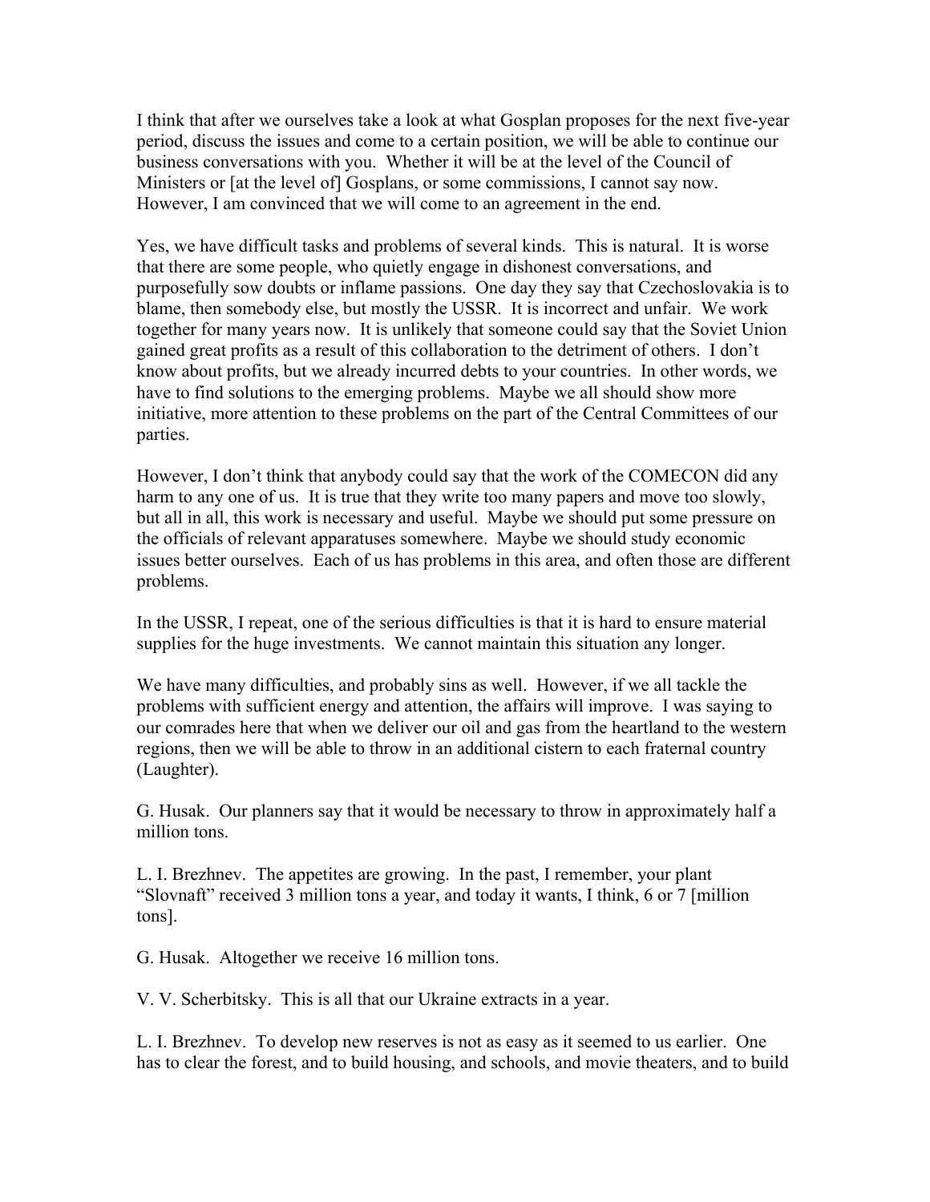I think that after we ourselves take a look at what Gosplan proposes for the next five-year period, discuss the issues and come to a certain position, we will be able to continue our business conversations with you. Whether it will be at the level of the Council of Ministers or [at the level of] Gosplans, or some commissions, I cannot say now. However, I am convinced that we will come to an agreement in the end.

Yes, we have difficult tasks and problems of several kinds. This is natural. It is worse that there are some people, who quietly engage in dishonest conversations, and purposefully sow doubts or inflame passions. One day they say that Czechoslovakia is to blame, then somebody else, but mostly the USSR. It is incorrect and unfair. We work together for many years now. It is unlikely that someone could say that the Soviet Union gained great profits as a result of this collaboration to the detriment of others. I don't know about profits, but we already incurred debts to your countries. In other words, we have to find solutions to the emerging problems. Maybe we all should show more initiative, more attention to these problems on the part of the Central Committees of our parties.

However, I don't think that anybody could say that the work of the COMECON did any harm to any one of us. It is true that they write too many papers and move too slowly, but all in all, this work is necessary and useful. Maybe we should put some pressure on the officials of relevant apparatuses somewhere. Maybe we should study economic issues better ourselves. Each of us has problems in this area, and often those are different problems.

In the USSR, I repeat, one of the serious difficulties is that it is hard to ensure material supplies for the huge investments. We cannot maintain this situation any longer.

We have many difficulties, and probably sins as well. However, if we all tackle the problems with sufficient energy and attention, the affairs will improve. I was saying to our comrades here that when we deliver our oil and gas from the heartland to the western regions, then we will be able to throw in an additional cistern to each fraternal country (Laughter).

G. Husak. Our planners say that it would be necessary to throw in approximately half a million tons.

L. I. Brezhnev. The appetites are growing. In the past, I remember, your plant "Slovnaft" received 3 million tons a year, and today it wants, I think, 6 or 7 [million tons].

G. Husak. Altogether we receive 16 million tons.

V. V. Scherbitsky. This is all that our Ukraine extracts in a year.

L. I. Brezhnev. To develop new reserves is not as easy as it seemed to us earlier. One has to clear the forest, and to build housing, and schools, and movie theaters, and to build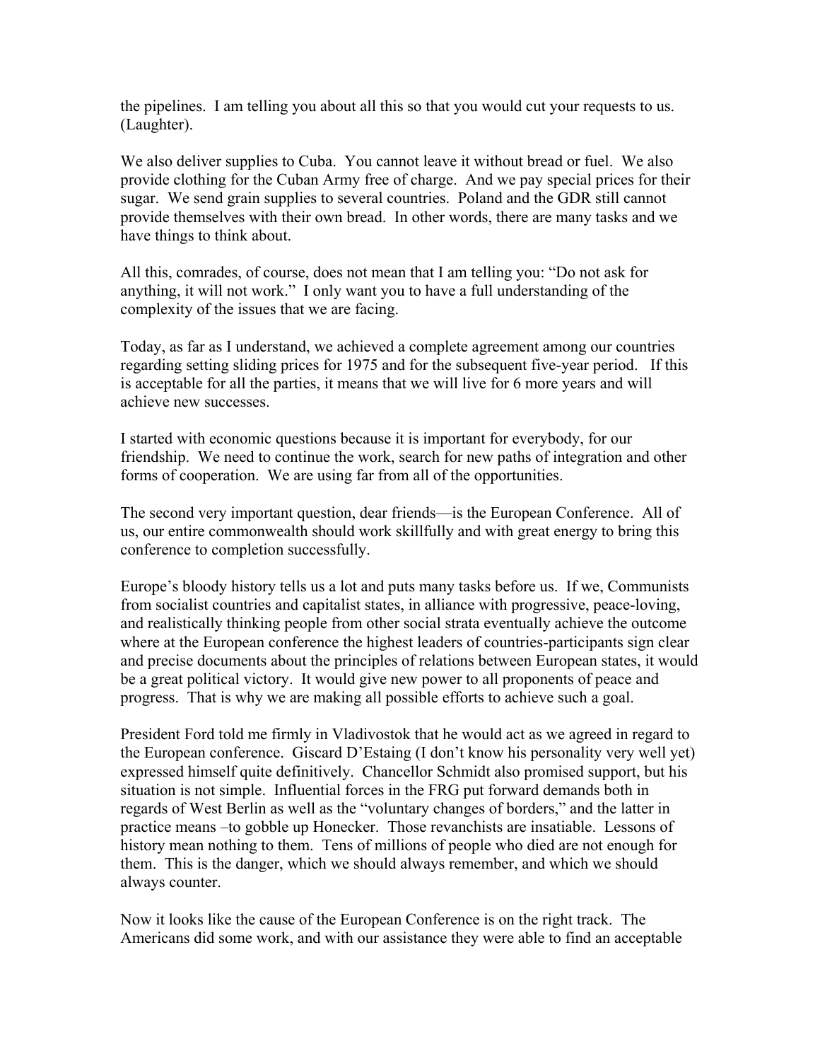the pipelines. I am telling you about all this so that you would cut your requests to us. (Laughter).

We also deliver supplies to Cuba. You cannot leave it without bread or fuel. We also provide clothing for the Cuban Army free of charge. And we pay special prices for their sugar. We send grain supplies to several countries. Poland and the GDR still cannot provide themselves with their own bread. In other words, there are many tasks and we have things to think about.

All this, comrades, of course, does not mean that I am telling you: "Do not ask for anything, it will not work." I only want you to have a full understanding of the complexity of the issues that we are facing.

Today, as far as I understand, we achieved a complete agreement among our countries regarding setting sliding prices for 1975 and for the subsequent five-year period. If this is acceptable for all the parties, it means that we will live for 6 more years and will achieve new successes.

I started with economic questions because it is important for everybody, for our friendship. We need to continue the work, search for new paths of integration and other forms of cooperation. We are using far from all of the opportunities.

The second very important question, dear friends—is the European Conference. All of us, our entire commonwealth should work skillfully and with great energy to bring this conference to completion successfully.

Europe's bloody history tells us a lot and puts many tasks before us. If we, Communists from socialist countries and capitalist states, in alliance with progressive, peace-loving, and realistically thinking people from other social strata eventually achieve the outcome where at the European conference the highest leaders of countries-participants sign clear and precise documents about the principles of relations between European states, it would be a great political victory. It would give new power to all proponents of peace and progress. That is why we are making all possible efforts to achieve such a goal.

President Ford told me firmly in Vladivostok that he would act as we agreed in regard to the European conference. Giscard D'Estaing (I don't know his personality very well yet) expressed himself quite definitively. Chancellor Schmidt also promised support, but his situation is not simple. Influential forces in the FRG put forward demands both in regards of West Berlin as well as the "voluntary changes of borders," and the latter in practice means –to gobble up Honecker. Those revanchists are insatiable. Lessons of history mean nothing to them. Tens of millions of people who died are not enough for them. This is the danger, which we should always remember, and which we should always counter.

Now it looks like the cause of the European Conference is on the right track. The Americans did some work, and with our assistance they were able to find an acceptable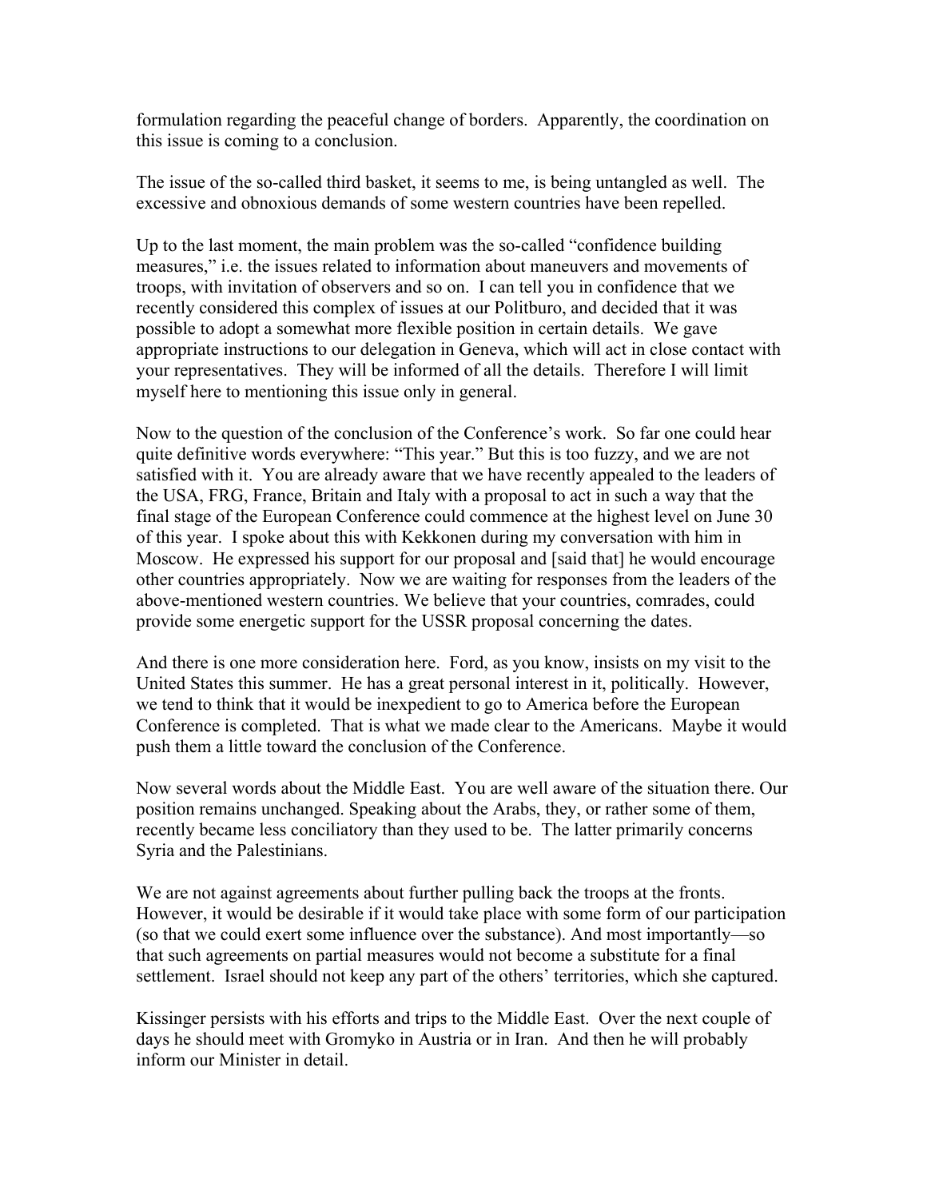formulation regarding the peaceful change of borders. Apparently, the coordination on this issue is coming to a conclusion.

The issue of the so-called third basket, it seems to me, is being untangled as well. The excessive and obnoxious demands of some western countries have been repelled.

Up to the last moment, the main problem was the so-called "confidence building measures," i.e. the issues related to information about maneuvers and movements of troops, with invitation of observers and so on. I can tell you in confidence that we recently considered this complex of issues at our Politburo, and decided that it was possible to adopt a somewhat more flexible position in certain details. We gave appropriate instructions to our delegation in Geneva, which will act in close contact with your representatives. They will be informed of all the details. Therefore I will limit myself here to mentioning this issue only in general.

Now to the question of the conclusion of the Conference's work. So far one could hear quite definitive words everywhere: "This year." But this is too fuzzy, and we are not satisfied with it. You are already aware that we have recently appealed to the leaders of the USA, FRG, France, Britain and Italy with a proposal to act in such a way that the final stage of the European Conference could commence at the highest level on June 30 of this year. I spoke about this with Kekkonen during my conversation with him in Moscow. He expressed his support for our proposal and [said that] he would encourage other countries appropriately. Now we are waiting for responses from the leaders of the above-mentioned western countries. We believe that your countries, comrades, could provide some energetic support for the USSR proposal concerning the dates.

And there is one more consideration here. Ford, as you know, insists on my visit to the United States this summer. He has a great personal interest in it, politically. However, we tend to think that it would be inexpedient to go to America before the European Conference is completed. That is what we made clear to the Americans. Maybe it would push them a little toward the conclusion of the Conference.

Now several words about the Middle East. You are well aware of the situation there. Our position remains unchanged. Speaking about the Arabs, they, or rather some of them, recently became less conciliatory than they used to be. The latter primarily concerns Syria and the Palestinians.

We are not against agreements about further pulling back the troops at the fronts. However, it would be desirable if it would take place with some form of our participation (so that we could exert some influence over the substance). And most importantly—so that such agreements on partial measures would not become a substitute for a final settlement. Israel should not keep any part of the others' territories, which she captured.

Kissinger persists with his efforts and trips to the Middle East. Over the next couple of days he should meet with Gromyko in Austria or in Iran. And then he will probably inform our Minister in detail.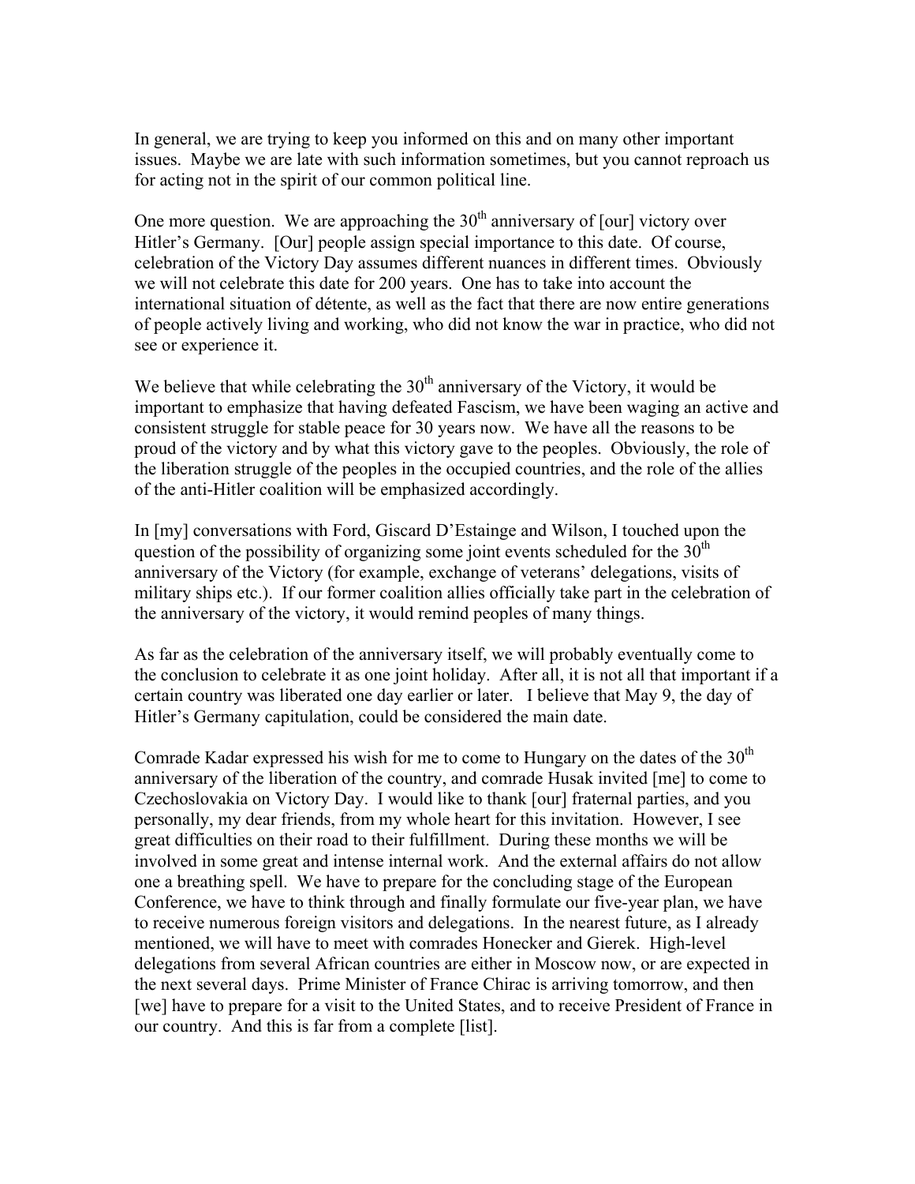In general, we are trying to keep you informed on this and on many other important issues. Maybe we are late with such information sometimes, but you cannot reproach us for acting not in the spirit of our common political line.

One more question. We are approaching the 30th anniversary of [our] victory over Hitler's Germany. [Our] people assign special importance to this date. Of course, celebration of the Victory Day assumes different nuances in different times. Obviously we will not celebrate this date for 200 years. One has to take into account the international situation of détente, as well as the fact that there are now entire generations of people actively living and working, who did not know the war in practice, who did not see or experience it.

We believe that while celebrating the 30th anniversary of the Victory, it would be important to emphasize that having defeated Fascism, we have been waging an active and consistent struggle for stable peace for 30 years now. We have all the reasons to be proud of the victory and by what this victory gave to the peoples. Obviously, the role of the liberation struggle of the peoples in the occupied countries, and the role of the allies of the anti-Hitler coalition will be emphasized accordingly.

In [my] conversations with Ford, Giscard D'Estainge and Wilson, I touched upon the question of the possibility of organizing some joint events scheduled for the 30th anniversary of the Victory (for example, exchange of veterans' delegations, visits of military ships etc.). If our former coalition allies officially take part in the celebration of the anniversary of the victory, it would remind peoples of many things.

As far as the celebration of the anniversary itself, we will probably eventually come to the conclusion to celebrate it as one joint holiday. After all, it is not all that important if a certain country was liberated one day earlier or later. I believe that May 9, the day of Hitler's Germany capitulation, could be considered the main date.

Comrade Kadar expressed his wish for me to come to Hungary on the dates of the 30th anniversary of the liberation of the country, and comrade Husak invited [me] to come to Czechoslovakia on Victory Day. I would like to thank [our] fraternal parties, and you personally, my dear friends, from my whole heart for this invitation. However, I see great difficulties on their road to their fulfillment. During these months we will be involved in some great and intense internal work. And the external affairs do not allow one a breathing spell. We have to prepare for the concluding stage of the European Conference, we have to think through and finally formulate our five-year plan, we have to receive numerous foreign visitors and delegations. In the nearest future, as I already mentioned, we will have to meet with comrades Honecker and Gierek. High-level delegations from several African countries are either in Moscow now, or are expected in the next several days. Prime Minister of France Chirac is arriving tomorrow, and then [we] have to prepare for a visit to the United States, and to receive President of France in our country. And this is far from a complete [list].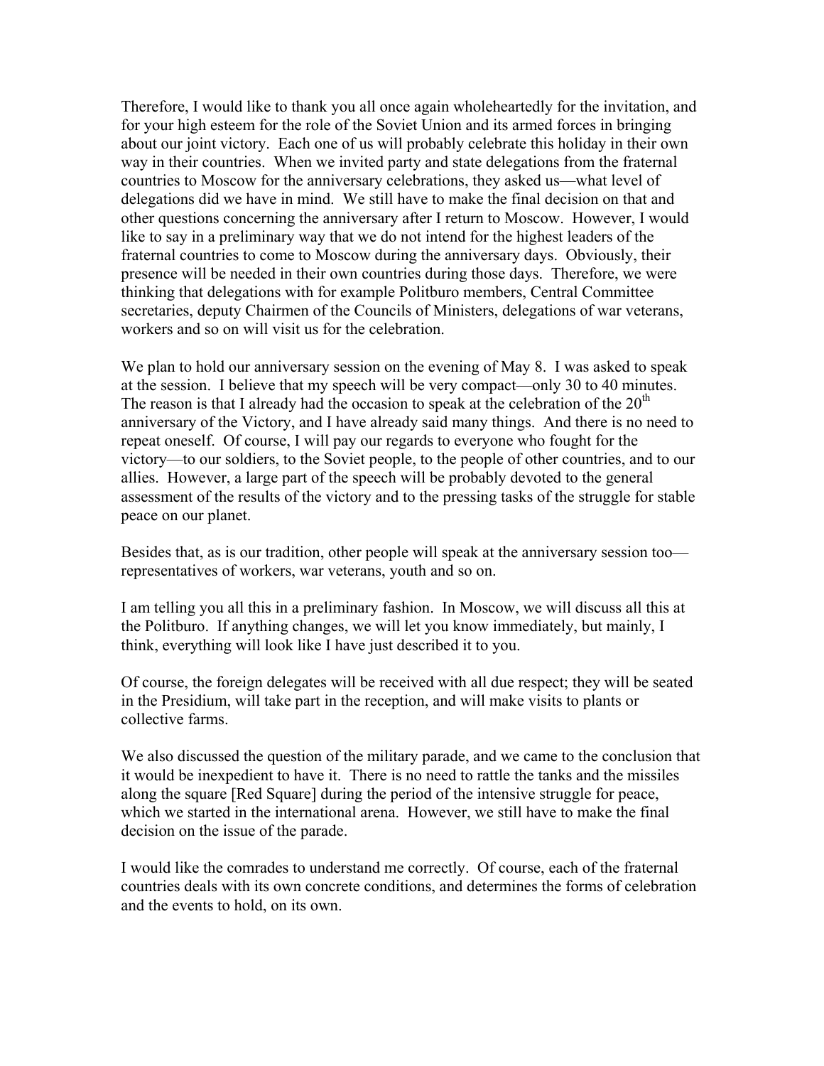Therefore, I would like to thank you all once again wholeheartedly for the invitation, and for your high esteem for the role of the Soviet Union and its armed forces in bringing about our joint victory. Each one of us will probably celebrate this holiday in their own way in their countries. When we invited party and state delegations from the fraternal countries to Moscow for the anniversary celebrations, they asked us—what level of delegations did we have in mind. We still have to make the final decision on that and other questions concerning the anniversary after I return to Moscow. However, I would like to say in a preliminary way that we do not intend for the highest leaders of the fraternal countries to come to Moscow during the anniversary days. Obviously, their presence will be needed in their own countries during those days. Therefore, we were thinking that delegations with for example Politburo members, Central Committee secretaries, deputy Chairmen of the Councils of Ministers, delegations of war veterans, workers and so on will visit us for the celebration.

We plan to hold our anniversary session on the evening of May 8. I was asked to speak at the session. I believe that my speech will be very compact—only 30 to 40 minutes. The reason is that I already had the occasion to speak at the celebration of the 20th anniversary of the Victory, and I have already said many things. And there is no need to repeat oneself. Of course, I will pay our regards to everyone who fought for the victory—to our soldiers, to the Soviet people, to the people of other countries, and to our allies. However, a large part of the speech will be probably devoted to the general assessment of the results of the victory and to the pressing tasks of the struggle for stable peace on our planet.

Besides that, as is our tradition, other people will speak at the anniversary session too—representatives of workers, war veterans, youth and so on.

I am telling you all this in a preliminary fashion. In Moscow, we will discuss all this at the Politburo. If anything changes, we will let you know immediately, but mainly, I think, everything will look like I have just described it to you.

Of course, the foreign delegates will be received with all due respect; they will be seated in the Presidium, will take part in the reception, and will make visits to plants or collective farms.

We also discussed the question of the military parade, and we came to the conclusion that it would be inexpedient to have it. There is no need to rattle the tanks and the missiles along the square [Red Square] during the period of the intensive struggle for peace, which we started in the international arena. However, we still have to make the final decision on the issue of the parade.

I would like the comrades to understand me correctly. Of course, each of the fraternal countries deals with its own concrete conditions, and determines the forms of celebration and the events to hold, on its own.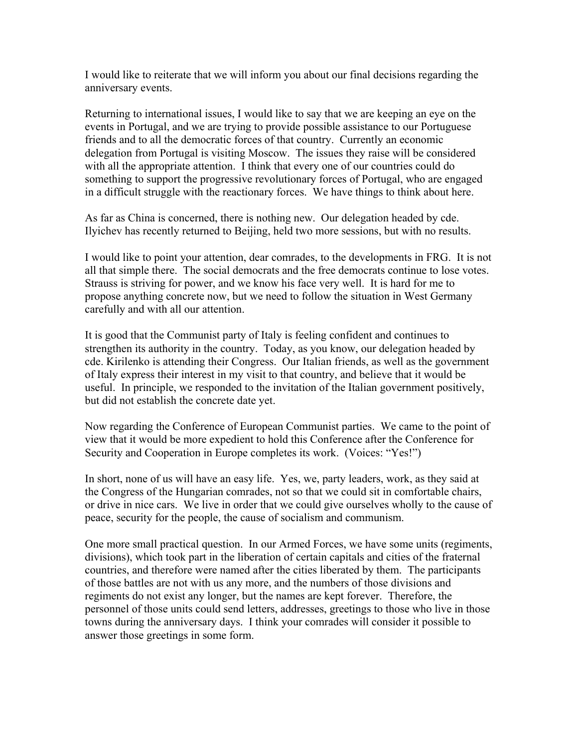I would like to reiterate that we will inform you about our final decisions regarding the anniversary events.

Returning to international issues, I would like to say that we are keeping an eye on the events in Portugal, and we are trying to provide possible assistance to our Portuguese friends and to all the democratic forces of that country. Currently an economic delegation from Portugal is visiting Moscow. The issues they raise will be considered with all the appropriate attention. I think that every one of our countries could do something to support the progressive revolutionary forces of Portugal, who are engaged in a difficult struggle with the reactionary forces. We have things to think about here.

As far as China is concerned, there is nothing new. Our delegation headed by cde. Ilyichev has recently returned to Beijing, held two more sessions, but with no results.

I would like to point your attention, dear comrades, to the developments in FRG. It is not all that simple there. The social democrats and the free democrats continue to lose votes. Strauss is striving for power, and we know his face very well. It is hard for me to propose anything concrete now, but we need to follow the situation in West Germany carefully and with all our attention.

It is good that the Communist party of Italy is feeling confident and continues to strengthen its authority in the country. Today, as you know, our delegation headed by cde. Kirilenko is attending their Congress. Our Italian friends, as well as the government of Italy express their interest in my visit to that country, and believe that it would be useful. In principle, we responded to the invitation of the Italian government positively, but did not establish the concrete date yet.

Now regarding the Conference of European Communist parties. We came to the point of view that it would be more expedient to hold this Conference after the Conference for Security and Cooperation in Europe completes its work. (Voices: "Yes!")

In short, none of us will have an easy life. Yes, we, party leaders, work, as they said at the Congress of the Hungarian comrades, not so that we could sit in comfortable chairs, or drive in nice cars. We live in order that we could give ourselves wholly to the cause of peace, security for the people, the cause of socialism and communism.

One more small practical question. In our Armed Forces, we have some units (regiments, divisions), which took part in the liberation of certain capitals and cities of the fraternal countries, and therefore were named after the cities liberated by them. The participants of those battles are not with us any more, and the numbers of those divisions and regiments do not exist any longer, but the names are kept forever. Therefore, the personnel of those units could send letters, addresses, greetings to those who live in those towns during the anniversary days. I think your comrades will consider it possible to answer those greetings in some form.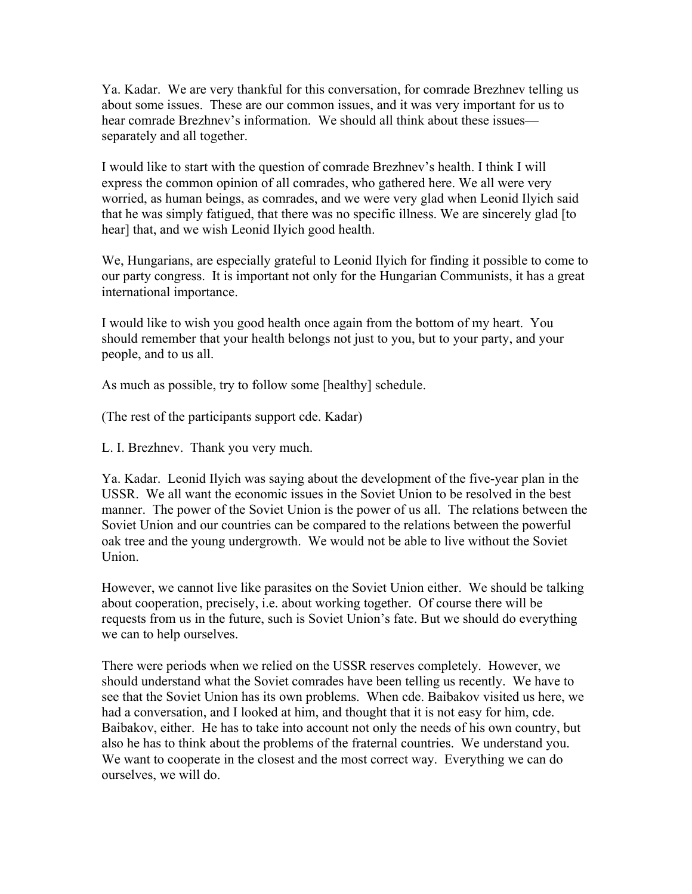Ya. Kadar. We are very thankful for this conversation, for comrade Brezhnev telling us about some issues. These are our common issues, and it was very important for us to hear comrade Brezhnev's information. We should all think about these issues—separately and all together.

I would like to start with the question of comrade Brezhnev's health. I think I will express the common opinion of all comrades, who gathered here. We all were very worried, as human beings, as comrades, and we were very glad when Leonid Ilyich said that he was simply fatigued, that there was no specific illness. We are sincerely glad [to hear] that, and we wish Leonid Ilyich good health.

We, Hungarians, are especially grateful to Leonid Ilyich for finding it possible to come to our party congress. It is important not only for the Hungarian Communists, it has a great international importance.

I would like to wish you good health once again from the bottom of my heart. You should remember that your health belongs not just to you, but to your party, and your people, and to us all.

As much as possible, try to follow some [healthy] schedule.

(The rest of the participants support cde. Kadar)

L. I. Brezhnev. Thank you very much.

Ya. Kadar. Leonid Ilyich was saying about the development of the five-year plan in the USSR. We all want the economic issues in the Soviet Union to be resolved in the best manner. The power of the Soviet Union is the power of us all. The relations between the Soviet Union and our countries can be compared to the relations between the powerful oak tree and the young undergrowth. We would not be able to live without the Soviet Union.

However, we cannot live like parasites on the Soviet Union either. We should be talking about cooperation, precisely, i.e. about working together. Of course there will be requests from us in the future, such is Soviet Union's fate. But we should do everything we can to help ourselves.

There were periods when we relied on the USSR reserves completely. However, we should understand what the Soviet comrades have been telling us recently. We have to see that the Soviet Union has its own problems. When cde. Baibakov visited us here, we had a conversation, and I looked at him, and thought that it is not easy for him, cde. Baibakov, either. He has to take into account not only the needs of his own country, but also he has to think about the problems of the fraternal countries. We understand you. We want to cooperate in the closest and the most correct way. Everything we can do ourselves, we will do.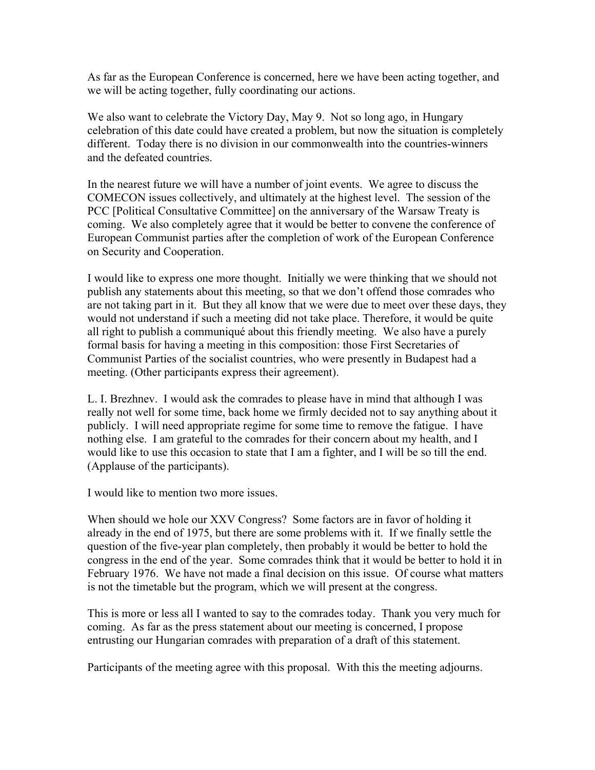As far as the European Conference is concerned, here we have been acting together, and we will be acting together, fully coordinating our actions.

We also want to celebrate the Victory Day, May 9. Not so long ago, in Hungary celebration of this date could have created a problem, but now the situation is completely different. Today there is no division in our commonwealth into the countries-winners and the defeated countries.

In the nearest future we will have a number of joint events. We agree to discuss the COMECON issues collectively, and ultimately at the highest level. The session of the PCC [Political Consultative Committee] on the anniversary of the Warsaw Treaty is coming. We also completely agree that it would be better to convene the conference of European Communist parties after the completion of work of the European Conference on Security and Cooperation.

I would like to express one more thought. Initially we were thinking that we should not publish any statements about this meeting, so that we don't offend those comrades who are not taking part in it. But they all know that we were due to meet over these days, they would not understand if such a meeting did not take place. Therefore, it would be quite all right to publish a communiqué about this friendly meeting. We also have a purely formal basis for having a meeting in this composition: those First Secretaries of Communist Parties of the socialist countries, who were presently in Budapest had a meeting. (Other participants express their agreement).

L. I. Brezhnev. I would ask the comrades to please have in mind that although I was really not well for some time, back home we firmly decided not to say anything about it publicly. I will need appropriate regime for some time to remove the fatigue. I have nothing else. I am grateful to the comrades for their concern about my health, and I would like to use this occasion to state that I am a fighter, and I will be so till the end. (Applause of the participants).

I would like to mention two more issues.

When should we hole our XXV Congress? Some factors are in favor of holding it already in the end of 1975, but there are some problems with it. If we finally settle the question of the five-year plan completely, then probably it would be better to hold the congress in the end of the year. Some comrades think that it would be better to hold it in February 1976. We have not made a final decision on this issue. Of course what matters is not the timetable but the program, which we will present at the congress.

This is more or less all I wanted to say to the comrades today. Thank you very much for coming. As far as the press statement about our meeting is concerned, I propose entrusting our Hungarian comrades with preparation of a draft of this statement.

Participants of the meeting agree with this proposal. With this the meeting adjourns.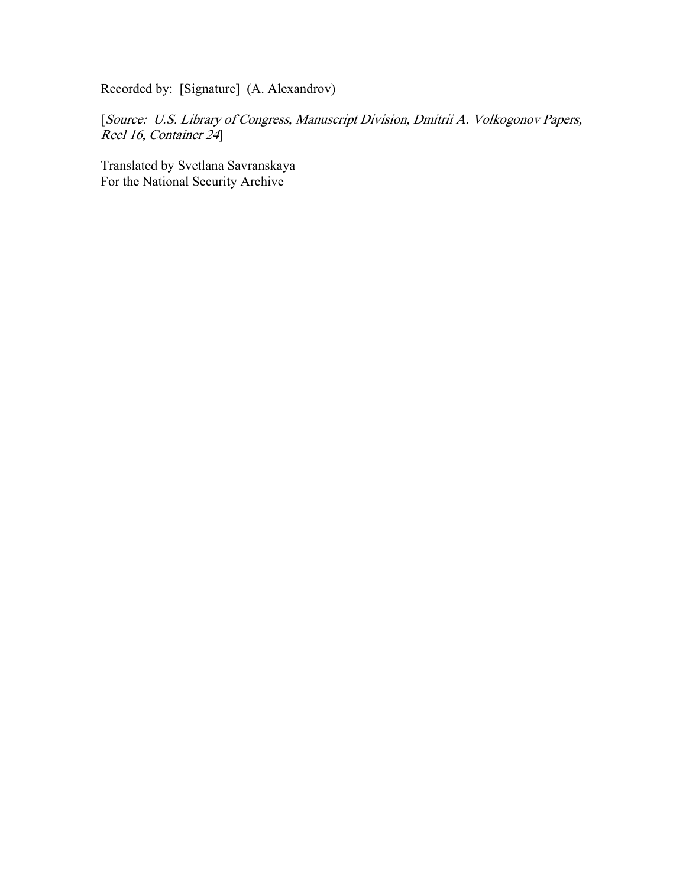Recorded by: [Signature] (A. Alexandrov)

[*Source: U.S. Library of Congress, Manuscript Division, Dmitrii A. Volkogonov Papers, Reel 16, Container 24*]

Translated by Svetlana Savranskaya
For the National Security Archive